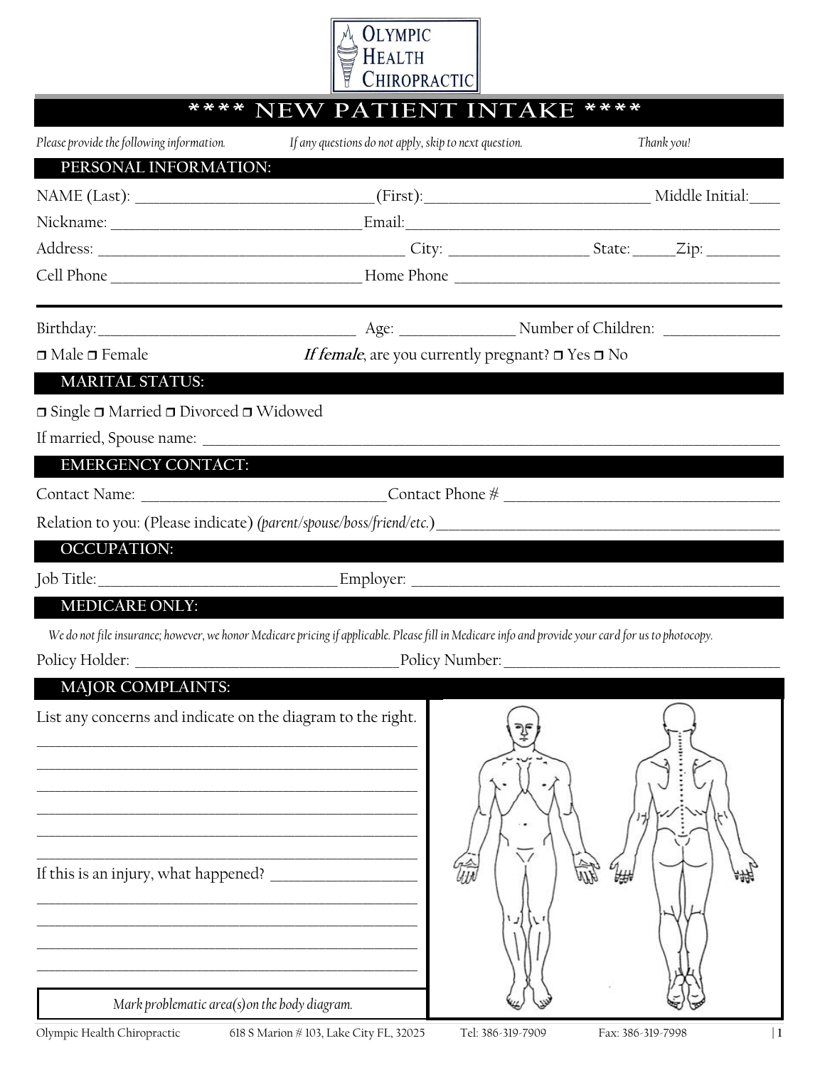OLYMPIC HEALTH CHIROPRACTIC

# **** NEW PATIENT INTAKE ****

*Please provide the following information.* *If any questions do not apply, skip to next question.* *Thank you!*

## PERSONAL INFORMATION:

NAME (Last): ______________________________(First):______________________________ Middle Initial:____

Nickname: ________________________________Email:______________________________________________

Address: ________________________________________ City: __________________ State: _____Zip: _________

Cell Phone ________________________________ Home Phone ____________________________________________

Birthday:__________________________________ Age: _______________ Number of Children: _______________

❒ Male ❒ Female *If female*, are you currently pregnant? ❒ Yes ❒ No

## MARITAL STATUS:

❒ Single ❒ Married ❒ Divorced ❒ Widowed

If married, Spouse name: _______________________________________________________________________________

## EMERGENCY CONTACT:

Contact Name: _______________________________Contact Phone # ____________________________________

Relation to you: (Please indicate) *(parent/spouse/boss/friend/etc.)*___________________________________________

## OCCUPATION:

Job Title:_______________________________ Employer: _________________________________________________

## MEDICARE ONLY:

*We do not file insurance; however, we honor Medicare pricing if applicable. Please fill in Medicare info and provide your card for us to photocopy.*

Policy Holder: ___________________________________Policy Number:_____________________________________

## MAJOR COMPLAINTS:

List any concerns and indicate on the diagram to the right.

__________________________________________________

__________________________________________________

__________________________________________________

__________________________________________________

__________________________________________________

__________________________________________________

If this is an injury, what happened? __________________

__________________________________________________

__________________________________________________

__________________________________________________

__________________________________________________

*Mark problematic area(s) on the body diagram.*

Olympic Health Chiropractic 618 S Marion # 103, Lake City FL, 32025 Tel: 386-319-7909 Fax: 386-319-7998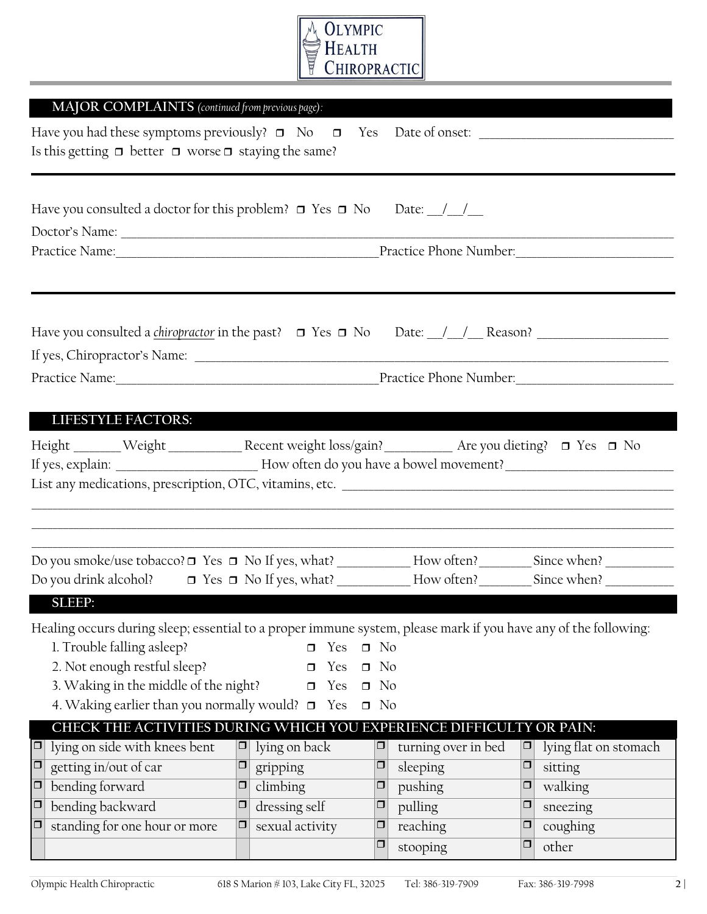**OLYMPIC HEALTH CHIROPRACTIC**

## MAJOR COMPLAINTS *(continued from previous page):*

Have you had these symptoms previously? ☐ No ☐ Yes Date of onset: ______________________________
Is this getting ☐ better ☐ worse ☐ staying the same?

---

Have you consulted a doctor for this problem? ☐ Yes ☐ No Date: __/__/__
Doctor's Name: ________________________________________________________________________________
Practice Name:________________________________________Practice Phone Number:______________________

---

Have you consulted a *chiropractor* in the past? ☐ Yes ☐ No Date: __/__/__ Reason? ___________________
If yes, Chiropractor's Name: ___________________________________________________________________
Practice Name:________________________________________Practice Phone Number:______________________

## LIFESTYLE FACTORS:

Height _______ Weight ___________ Recent weight loss/gain?__________ Are you dieting? ☐ Yes ☐ No
If yes, explain: _____________________ How often do you have a bowel movement?_________________________
List any medications, prescription, OTC, vitamins, etc. _____________________________________________
_____________________________________________________________________________________________
_____________________________________________________________________________________________
_____________________________________________________________________________________________

Do you smoke/use tobacco? ☐ Yes ☐ No If yes, what? ___________ How often?________ Since when? __________
Do you drink alcohol? ☐ Yes ☐ No If yes, what? ___________ How often?________ Since when? __________

## SLEEP:

Healing occurs during sleep; essential to a proper immune system, please mark if you have any of the following:

1. Trouble falling asleep? ☐ Yes ☐ No
2. Not enough restful sleep? ☐ Yes ☐ No
3. Waking in the middle of the night? ☐ Yes ☐ No
4. Waking earlier than you normally would? ☐ Yes ☐ No

## CHECK THE ACTIVITIES DURING WHICH YOU EXPERIENCE DIFFICULTY OR PAIN:

| | | | | | | | |
|---|---|---|---|---|---|---|---|
| ☐ | lying on side with knees bent | ☐ | lying on back | ☐ | turning over in bed | ☐ | lying flat on stomach |
| ☐ | getting in/out of car | ☐ | gripping | ☐ | sleeping | ☐ | sitting |
| ☐ | bending forward | ☐ | climbing | ☐ | pushing | ☐ | walking |
| ☐ | bending backward | ☐ | dressing self | ☐ | pulling | ☐ | sneezing |
| ☐ | standing for one hour or more | ☐ | sexual activity | ☐ | reaching | ☐ | coughing |
| | | | | ☐ | stooping | ☐ | other |

Olympic Health Chiropractic 618 S Marion # 103, Lake City FL, 32025 Tel: 386-319-7909 Fax: 386-319-7998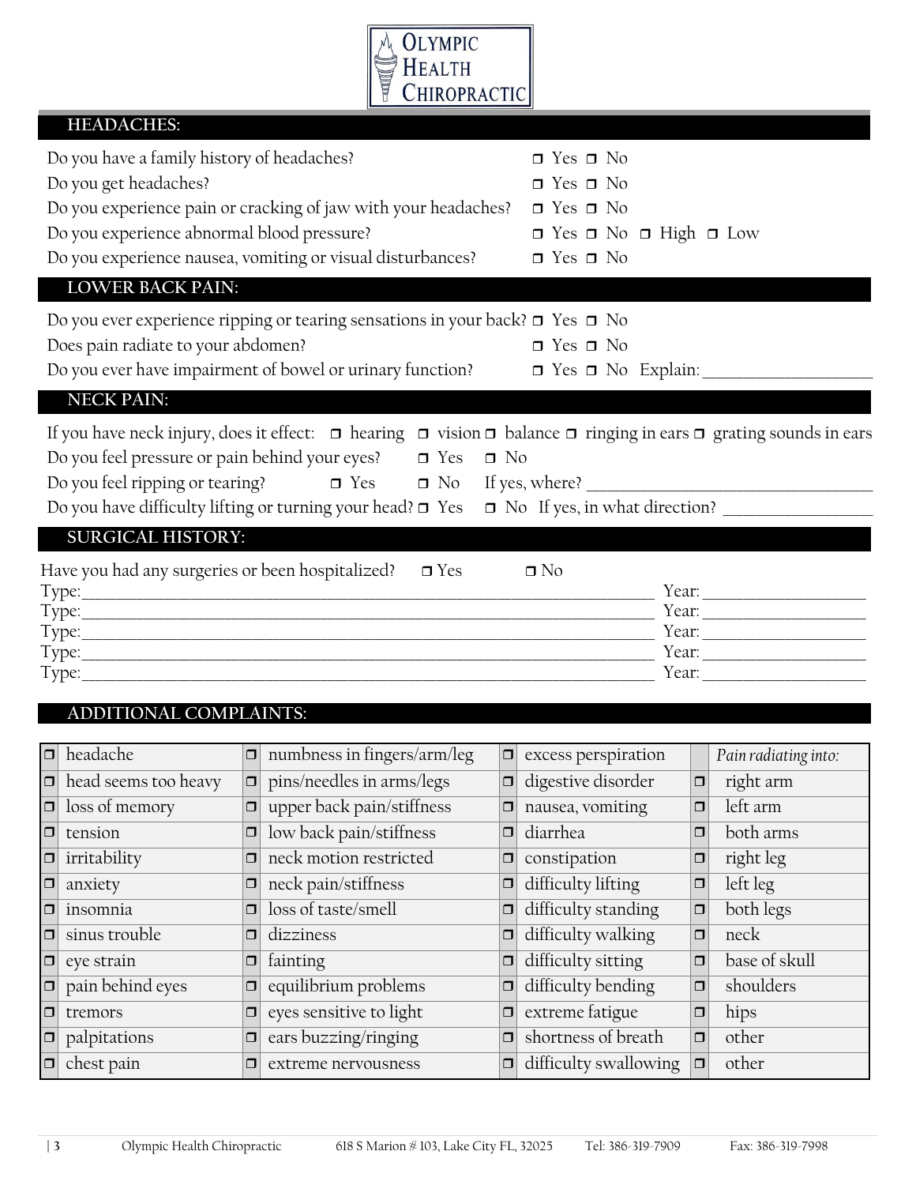# Olympic Health Chiropractic

## HEADACHES:

Do you have a family history of headaches? ❒ Yes ❒ No

Do you get headaches? ❒ Yes ❒ No

Do you experience pain or cracking of jaw with your headaches? ❒ Yes ❒ No

Do you experience abnormal blood pressure? ❒ Yes ❒ No ❒ High ❒ Low

Do you experience nausea, vomiting or visual disturbances? ❒ Yes ❒ No

## LOWER BACK PAIN:

Do you ever experience ripping or tearing sensations in your back? ❒ Yes ❒ No

Does pain radiate to your abdomen? ❒ Yes ❒ No

Do you ever have impairment of bowel or urinary function? ❒ Yes ❒ No Explain: ____________________

## NECK PAIN:

If you have neck injury, does it effect: ❒ hearing ❒ vision ❒ balance ❒ ringing in ears ❒ grating sounds in ears

Do you feel pressure or pain behind your eyes? ❒ Yes ❒ No

Do you feel ripping or tearing? ❒ Yes ❒ No If yes, where? ____________________________________

Do you have difficulty lifting or turning your head? ❒ Yes ❒ No If yes, in what direction? __________________

## SURGICAL HISTORY:

Have you had any surgeries or been hospitalized? ❒ Yes ❒ No

Type:______________________________________________________________________ Year: ____________________

Type:______________________________________________________________________ Year: ____________________

Type:______________________________________________________________________ Year: ____________________

Type:______________________________________________________________________ Year: ____________________

Type:______________________________________________________________________ Year: ____________________

## ADDITIONAL COMPLAINTS:

| | | | | | | | |
|---|---|---|---|---|---|---|---|
| ❒ | headache | ❒ | numbness in fingers/arm/leg | ❒ | excess perspiration | | *Pain radiating into:* |
| ❒ | head seems too heavy | ❒ | pins/needles in arms/legs | ❒ | digestive disorder | ❒ | right arm |
| ❒ | loss of memory | ❒ | upper back pain/stiffness | ❒ | nausea, vomiting | ❒ | left arm |
| ❒ | tension | ❒ | low back pain/stiffness | ❒ | diarrhea | ❒ | both arms |
| ❒ | irritability | ❒ | neck motion restricted | ❒ | constipation | ❒ | right leg |
| ❒ | anxiety | ❒ | neck pain/stiffness | ❒ | difficulty lifting | ❒ | left leg |
| ❒ | insomnia | ❒ | loss of taste/smell | ❒ | difficulty standing | ❒ | both legs |
| ❒ | sinus trouble | ❒ | dizziness | ❒ | difficulty walking | ❒ | neck |
| ❒ | eye strain | ❒ | fainting | ❒ | difficulty sitting | ❒ | base of skull |
| ❒ | pain behind eyes | ❒ | equilibrium problems | ❒ | difficulty bending | ❒ | shoulders |
| ❒ | tremors | ❒ | eyes sensitive to light | ❒ | extreme fatigue | ❒ | hips |
| ❒ | palpitations | ❒ | ears buzzing/ringing | ❒ | shortness of breath | ❒ | other |
| ❒ | chest pain | ❒ | extreme nervousness | ❒ | difficulty swallowing | ❒ | other |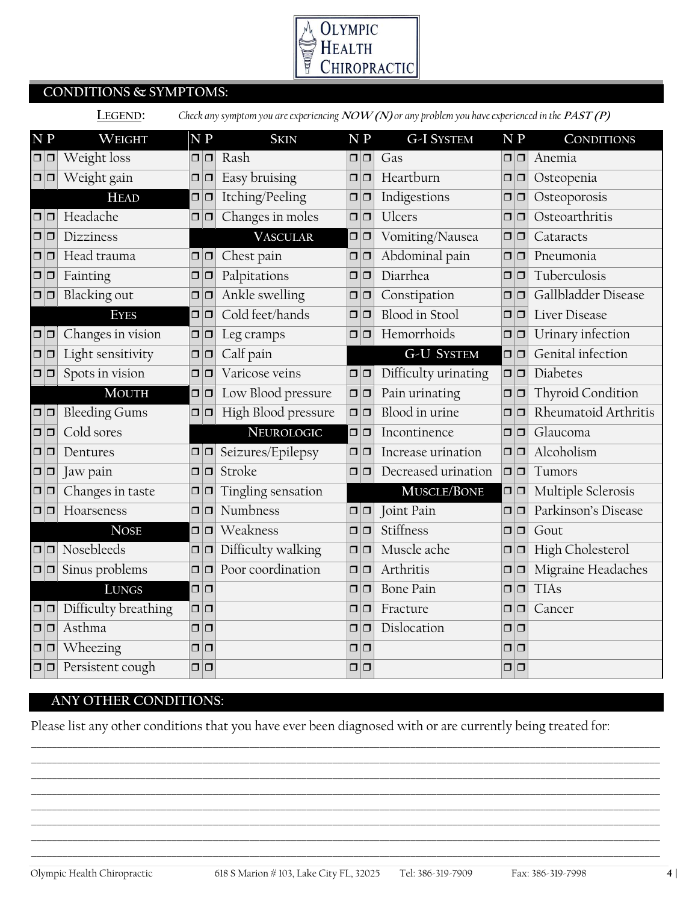Olympic Health Chiropractic

## CONDITIONS & SYMPTOMS:

**LEGEND:** *Check any symptom you are experiencing **NOW (N)** or any problem you have experienced in the **PAST (P)***

| N | P | WEIGHT | N | P | SKIN | N | P | G-I SYSTEM | N | P | CONDITIONS |
|---|---|---|---|---|---|---|---|---|---|---|---|
| ❒ | ❒ | Weight loss | ❒ | ❒ | Rash | ❒ | ❒ | Gas | ❒ | ❒ | Anemia |
| ❒ | ❒ | Weight gain | ❒ | ❒ | Easy bruising | ❒ | ❒ | Heartburn | ❒ | ❒ | Osteopenia |
| | | **HEAD** | ❒ | ❒ | Itching/Peeling | ❒ | ❒ | Indigestions | ❒ | ❒ | Osteoporosis |
| ❒ | ❒ | Headache | ❒ | ❒ | Changes in moles | ❒ | ❒ | Ulcers | ❒ | ❒ | Osteoarthritis |
| ❒ | ❒ | Dizziness | | | **VASCULAR** | ❒ | ❒ | Vomiting/Nausea | ❒ | ❒ | Cataracts |
| ❒ | ❒ | Head trauma | ❒ | ❒ | Chest pain | ❒ | ❒ | Abdominal pain | ❒ | ❒ | Pneumonia |
| ❒ | ❒ | Fainting | ❒ | ❒ | Palpitations | ❒ | ❒ | Diarrhea | ❒ | ❒ | Tuberculosis |
| ❒ | ❒ | Blacking out | ❒ | ❒ | Ankle swelling | ❒ | ❒ | Constipation | ❒ | ❒ | Gallbladder Disease |
| | | **EYES** | ❒ | ❒ | Cold feet/hands | ❒ | ❒ | Blood in Stool | ❒ | ❒ | Liver Disease |
| ❒ | ❒ | Changes in vision | ❒ | ❒ | Leg cramps | ❒ | ❒ | Hemorrhoids | ❒ | ❒ | Urinary infection |
| ❒ | ❒ | Light sensitivity | ❒ | ❒ | Calf pain | | | **G-U SYSTEM** | ❒ | ❒ | Genital infection |
| ❒ | ❒ | Spots in vision | ❒ | ❒ | Varicose veins | ❒ | ❒ | Difficulty urinating | ❒ | ❒ | Diabetes |
| | | **MOUTH** | ❒ | ❒ | Low Blood pressure | ❒ | ❒ | Pain urinating | ❒ | ❒ | Thyroid Condition |
| ❒ | ❒ | Bleeding Gums | ❒ | ❒ | High Blood pressure | ❒ | ❒ | Blood in urine | ❒ | ❒ | Rheumatoid Arthritis |
| ❒ | ❒ | Cold sores | | | **NEUROLOGIC** | ❒ | ❒ | Incontinence | ❒ | ❒ | Glaucoma |
| ❒ | ❒ | Dentures | ❒ | ❒ | Seizures/Epilepsy | ❒ | ❒ | Increase urination | ❒ | ❒ | Alcoholism |
| ❒ | ❒ | Jaw pain | ❒ | ❒ | Stroke | ❒ | ❒ | Decreased urination | ❒ | ❒ | Tumors |
| ❒ | ❒ | Changes in taste | ❒ | ❒ | Tingling sensation | | | **MUSCLE/BONE** | ❒ | ❒ | Multiple Sclerosis |
| ❒ | ❒ | Hoarseness | ❒ | ❒ | Numbness | ❒ | ❒ | Joint Pain | ❒ | ❒ | Parkinson's Disease |
| | | **NOSE** | ❒ | ❒ | Weakness | ❒ | ❒ | Stiffness | ❒ | ❒ | Gout |
| ❒ | ❒ | Nosebleeds | ❒ | ❒ | Difficulty walking | ❒ | ❒ | Muscle ache | ❒ | ❒ | High Cholesterol |
| ❒ | ❒ | Sinus problems | ❒ | ❒ | Poor coordination | ❒ | ❒ | Arthritis | ❒ | ❒ | Migraine Headaches |
| | | **LUNGS** | ❒ | ❒ | | ❒ | ❒ | Bone Pain | ❒ | ❒ | TIAs |
| ❒ | ❒ | Difficulty breathing | ❒ | ❒ | | ❒ | ❒ | Fracture | ❒ | ❒ | Cancer |
| ❒ | ❒ | Asthma | ❒ | ❒ | | ❒ | ❒ | Dislocation | ❒ | ❒ | |
| ❒ | ❒ | Wheezing | ❒ | ❒ | | ❒ | ❒ | | ❒ | ❒ | |
| ❒ | ❒ | Persistent cough | ❒ | ❒ | | ❒ | ❒ | | ❒ | ❒ | |

## ANY OTHER CONDITIONS:

Please list any other conditions that you have ever been diagnosed with or are currently being treated for:

_______________________________________________________________________________

_______________________________________________________________________________

_______________________________________________________________________________

_______________________________________________________________________________

_______________________________________________________________________________

_______________________________________________________________________________

_______________________________________________________________________________

_______________________________________________________________________________

Olympic Health Chiropractic 618 S Marion # 103, Lake City FL, 32025 Tel: 386-319-7909 Fax: 386-319-7998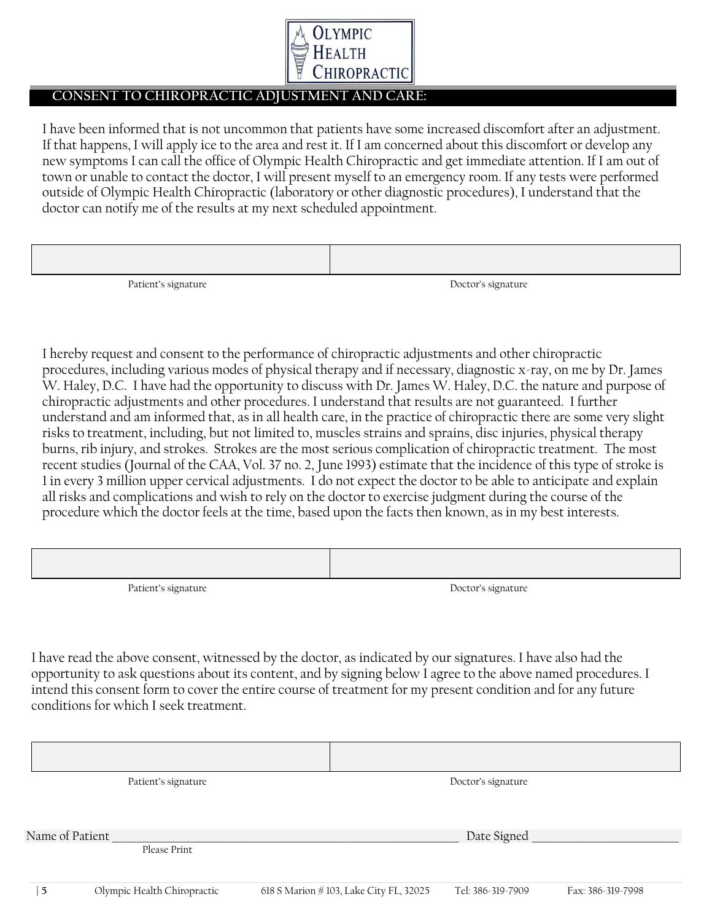OLYMPIC HEALTH CHIROPRACTIC

## CONSENT TO CHIROPRACTIC ADJUSTMENT AND CARE:

I have been informed that is not uncommon that patients have some increased discomfort after an adjustment. If that happens, I will apply ice to the area and rest it. If I am concerned about this discomfort or develop any new symptoms I can call the office of Olympic Health Chiropractic and get immediate attention. If I am out of town or unable to contact the doctor, I will present myself to an emergency room. If any tests were performed outside of Olympic Health Chiropractic (laboratory or other diagnostic procedures), I understand that the doctor can notify me of the results at my next scheduled appointment.

| | |
|---|---|
| Patient's signature | Doctor's signature |

I hereby request and consent to the performance of chiropractic adjustments and other chiropractic procedures, including various modes of physical therapy and if necessary, diagnostic x-ray, on me by Dr. James W. Haley, D.C. I have had the opportunity to discuss with Dr. James W. Haley, D.C. the nature and purpose of chiropractic adjustments and other procedures. I understand that results are not guaranteed. I further understand and am informed that, as in all health care, in the practice of chiropractic there are some very slight risks to treatment, including, but not limited to, muscles strains and sprains, disc injuries, physical therapy burns, rib injury, and strokes. Strokes are the most serious complication of chiropractic treatment. The most recent studies (Journal of the CAA, Vol. 37 no. 2, June 1993) estimate that the incidence of this type of stroke is 1 in every 3 million upper cervical adjustments. I do not expect the doctor to be able to anticipate and explain all risks and complications and wish to rely on the doctor to exercise judgment during the course of the procedure which the doctor feels at the time, based upon the facts then known, as in my best interests.

| | |
|---|---|
| Patient's signature | Doctor's signature |

I have read the above consent, witnessed by the doctor, as indicated by our signatures. I have also had the opportunity to ask questions about its content, and by signing below I agree to the above named procedures. I intend this consent form to cover the entire course of treatment for my present condition and for any future conditions for which I seek treatment.

| | |
|---|---|
| Patient's signature | Doctor's signature |

Name of Patient ______________________________ Date Signed ________________
Please Print

Olympic Health Chiropractic 618 S Marion # 103, Lake City FL, 32025 Tel: 386-319-7909 Fax: 386-319-7998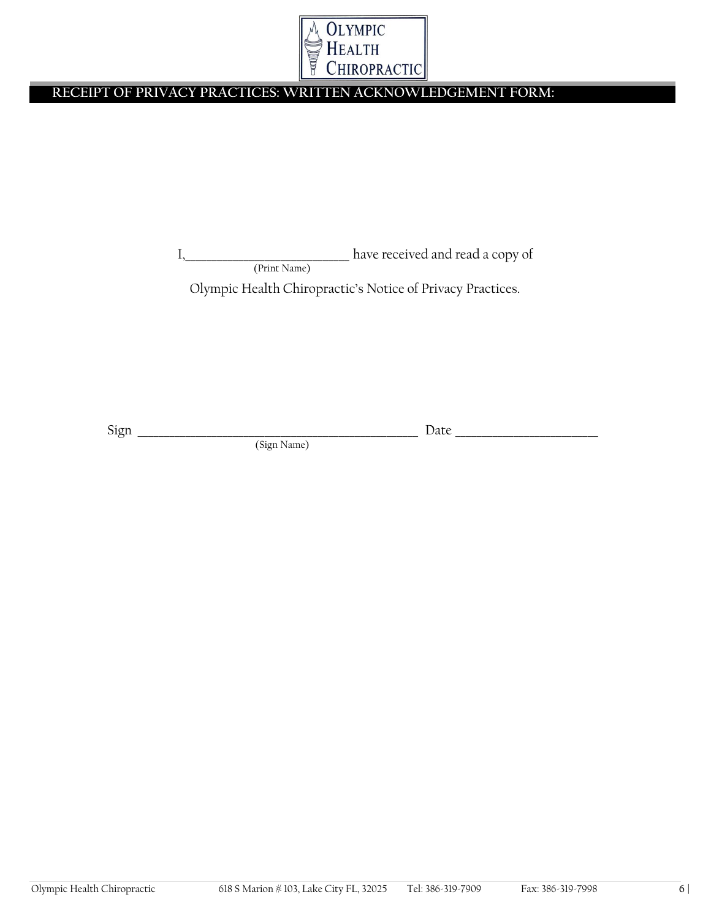**OLYMPIC HEALTH CHIROPRACTIC**

## RECEIPT OF PRIVACY PRACTICES: WRITTEN ACKNOWLEDGEMENT FORM:

I,___________________________ have received and read a copy of
(Print Name)

Olympic Health Chiropractic's Notice of Privacy Practices.

Sign ______________________________________________ Date ______________________
(Sign Name)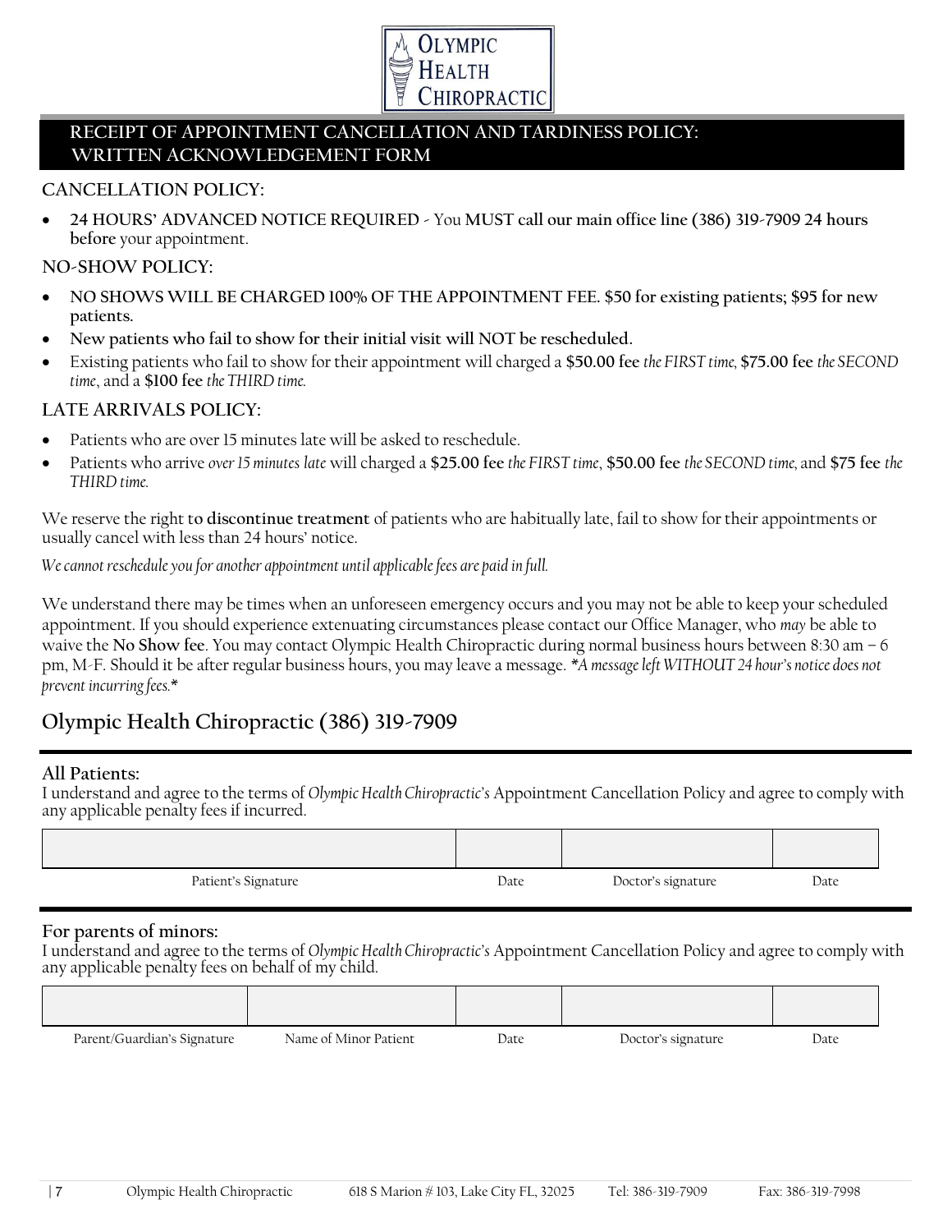Olympic Health Chiropractic

# RECEIPT OF APPOINTMENT CANCELLATION AND TARDINESS POLICY: WRITTEN ACKNOWLEDGEMENT FORM

## CANCELLATION POLICY:

- **24 HOURS' ADVANCED NOTICE REQUIRED** - You **MUST call our main office line (386) 319-7909 24 hours before** your appointment.

## NO-SHOW POLICY:

- **NO SHOWS WILL BE CHARGED 100% OF THE APPOINTMENT FEE. $50 for existing patients; $95 for new patients.**
- **New patients who fail to show for their initial visit will NOT be rescheduled.**
- Existing patients who fail to show for their appointment will charged a **$50.00 fee** *the FIRST time*, **$75.00 fee** *the SECOND time*, and a **$100 fee** *the THIRD time.*

## LATE ARRIVALS POLICY:

- Patients who are over 15 minutes late will be asked to reschedule.
- Patients who arrive *over 15 minutes late* will charged a **$25.00 fee** *the FIRST time*, **$50.00 fee** *the SECOND time*, and **$75 fee** *the THIRD time.*

We reserve the right to **discontinue treatment** of patients who are habitually late, fail to show for their appointments or usually cancel with less than 24 hours' notice.

*We cannot reschedule you for another appointment until applicable fees are paid in full.*

We understand there may be times when an unforeseen emergency occurs and you may not be able to keep your scheduled appointment. If you should experience extenuating circumstances please contact our Office Manager, who *may* be able to waive the **No Show fee**. You may contact Olympic Health Chiropractic during normal business hours between 8:30 am – 6 pm, M-F. Should it be after regular business hours, you may leave a message. *\*A message left WITHOUT 24 hour's notice does not prevent incurring fees.\**

## Olympic Health Chiropractic (386) 319-7909

**All Patients:**
I understand and agree to the terms of *Olympic Health Chiropractic's* Appointment Cancellation Policy and agree to comply with any applicable penalty fees if incurred.

| | | | |
|---|---|---|---|
| Patient's Signature | Date | Doctor's signature | Date |

**For parents of minors:**
I understand and agree to the terms of *Olympic Health Chiropractic's* Appointment Cancellation Policy and agree to comply with any applicable penalty fees on behalf of my child.

| | | | | |
|---|---|---|---|---|
| Parent/Guardian's Signature | Name of Minor Patient | Date | Doctor's signature | Date |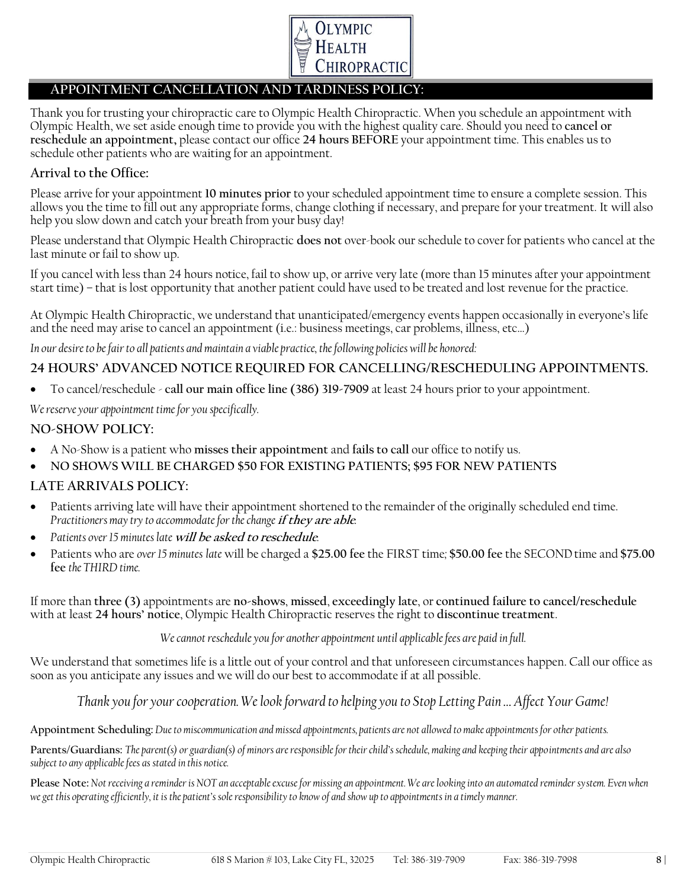## APPOINTMENT CANCELLATION AND TARDINESS POLICY:

Thank you for trusting your chiropractic care to Olympic Health Chiropractic. When you schedule an appointment with Olympic Health, we set aside enough time to provide you with the highest quality care. Should you need to **cancel or reschedule an appointment,** please contact our office **24 hours BEFORE** your appointment time. This enables us to schedule other patients who are waiting for an appointment.

### Arrival to the Office:

Please arrive for your appointment **10 minutes prior** to your scheduled appointment time to ensure a complete session. This allows you the time to fill out any appropriate forms, change clothing if necessary, and prepare for your treatment. It will also help you slow down and catch your breath from your busy day!

Please understand that Olympic Health Chiropractic **does not** over-book our schedule to cover for patients who cancel at the last minute or fail to show up.

If you cancel with less than 24 hours notice, fail to show up, or arrive very late (more than 15 minutes after your appointment start time) – that is lost opportunity that another patient could have used to be treated and lost revenue for the practice.

At Olympic Health Chiropractic, we understand that unanticipated/emergency events happen occasionally in everyone's life and the need may arise to cancel an appointment (i.e.: business meetings, car problems, illness, etc…)

*In our desire to be fair to all patients and maintain a viable practice, the following policies will be honored:*

### 24 HOURS' ADVANCED NOTICE REQUIRED FOR CANCELLING/RESCHEDULING APPOINTMENTS.

- To cancel/reschedule - **call our main office line (386) 319-7909** at least 24 hours prior to your appointment.

*We reserve your appointment time for you specifically.*

### NO-SHOW POLICY:

- A No-Show is a patient who **misses their appointment** and **fails to call** our office to notify us.
- **NO SHOWS WILL BE CHARGED $50 FOR EXISTING PATIENTS; $95 FOR NEW PATIENTS**

### LATE ARRIVALS POLICY:

- Patients arriving late will have their appointment shortened to the remainder of the originally scheduled end time. *Practitioners may try to accommodate for the change* ***if they are able***.
- *Patients over 15 minutes late* ***will be asked to reschedule***.
- Patients who are *over 15 minutes late* will be charged a **$25.00 fee** the FIRST time; **$50.00 fee** the SECOND time and **$75.00 fee** *the THIRD time.*

If more than **three (3)** appointments are **no-shows**, **missed**, **exceedingly late**, or **continued failure to cancel/reschedule** with at least **24 hours' notice**, Olympic Health Chiropractic reserves the right to **discontinue treatment**.

*We cannot reschedule you for another appointment until applicable fees are paid in full.*

We understand that sometimes life is a little out of your control and that unforeseen circumstances happen. Call our office as soon as you anticipate any issues and we will do our best to accommodate if at all possible.

*Thank you for your cooperation. We look forward to helping you to Stop Letting Pain … Affect Your Game!*

**Appointment Scheduling:** *Due to miscommunication and missed appointments, patients are not allowed to make appointments for other patients.*

**Parents/Guardians:** *The parent(s) or guardian(s) of minors are responsible for their child's schedule, making and keeping their appointments and are also subject to any applicable fees as stated in this notice.*

**Please Note:** *Not receiving a reminder is NOT an acceptable excuse for missing an appointment. We are looking into an automated reminder system. Even when we get this operating efficiently, it is the patient's sole responsibility to know of and show up to appointments in a timely manner.*